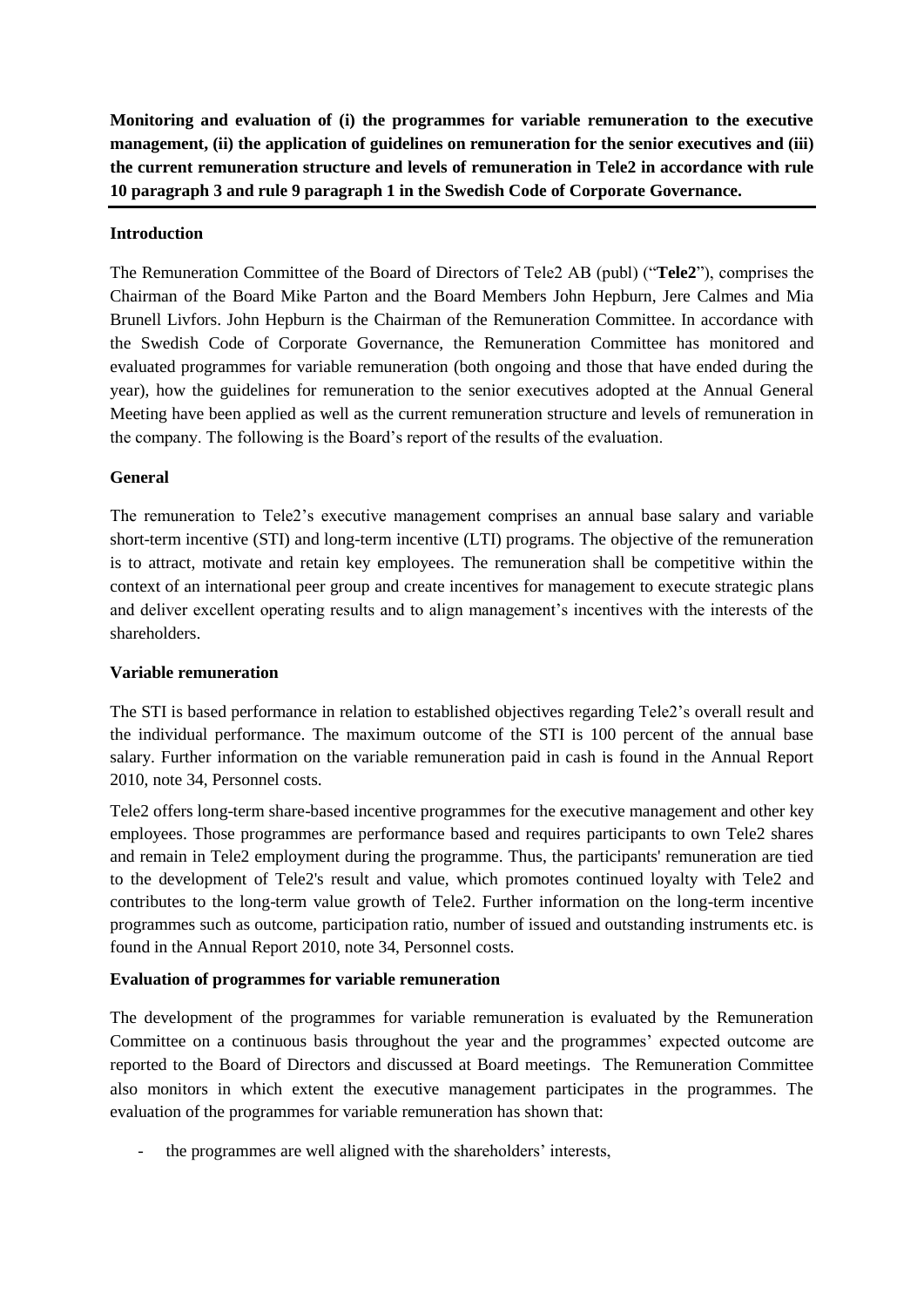**Monitoring and evaluation of (i) the programmes for variable remuneration to the executive management, (ii) the application of guidelines on remuneration for the senior executives and (iii) the current remuneration structure and levels of remuneration in Tele2 in accordance with rule 10 paragraph 3 and rule 9 paragraph 1 in the Swedish Code of Corporate Governance.**

**Introduction**

The Remuneration Committee of the Board of Directors of Tele2 AB (publ) ("**Tele2**"), comprises the Chairman of the Board Mike Parton and the Board Members John Hepburn, Jere Calmes and Mia Brunell Livfors. John Hepburn is the Chairman of the Remuneration Committee. In accordance with the Swedish Code of Corporate Governance, the Remuneration Committee has monitored and evaluated programmes for variable remuneration (both ongoing and those that have ended during the year), how the guidelines for remuneration to the senior executives adopted at the Annual General Meeting have been applied as well as the current remuneration structure and levels of remuneration in the company. The following is the Board's report of the results of the evaluation.

**General**

The remuneration to Tele2's executive management comprises an annual base salary and variable short-term incentive (STI) and long-term incentive (LTI) programs. The objective of the remuneration is to attract, motivate and retain key employees. The remuneration shall be competitive within the context of an international peer group and create incentives for management to execute strategic plans and deliver excellent operating results and to align management's incentives with the interests of the shareholders.

**Variable remuneration**

The STI is based performance in relation to established objectives regarding Tele2's overall result and the individual performance. The maximum outcome of the STI is 100 percent of the annual base salary. Further information on the variable remuneration paid in cash is found in the Annual Report 2010, note 34, Personnel costs.

Tele2 offers long-term share-based incentive programmes for the executive management and other key employees. Those programmes are performance based and requires participants to own Tele2 shares and remain in Tele2 employment during the programme. Thus, the participants' remuneration are tied to the development of Tele2's result and value, which promotes continued loyalty with Tele2 and contributes to the long-term value growth of Tele2. Further information on the long-term incentive programmes such as outcome, participation ratio, number of issued and outstanding instruments etc. is found in the Annual Report 2010, note 34, Personnel costs.

**Evaluation of programmes for variable remuneration**

The development of the programmes for variable remuneration is evaluated by the Remuneration Committee on a continuous basis throughout the year and the programmes' expected outcome are reported to the Board of Directors and discussed at Board meetings. The Remuneration Committee also monitors in which extent the executive management participates in the programmes. The evaluation of the programmes for variable remuneration has shown that:

- the programmes are well aligned with the shareholders' interests,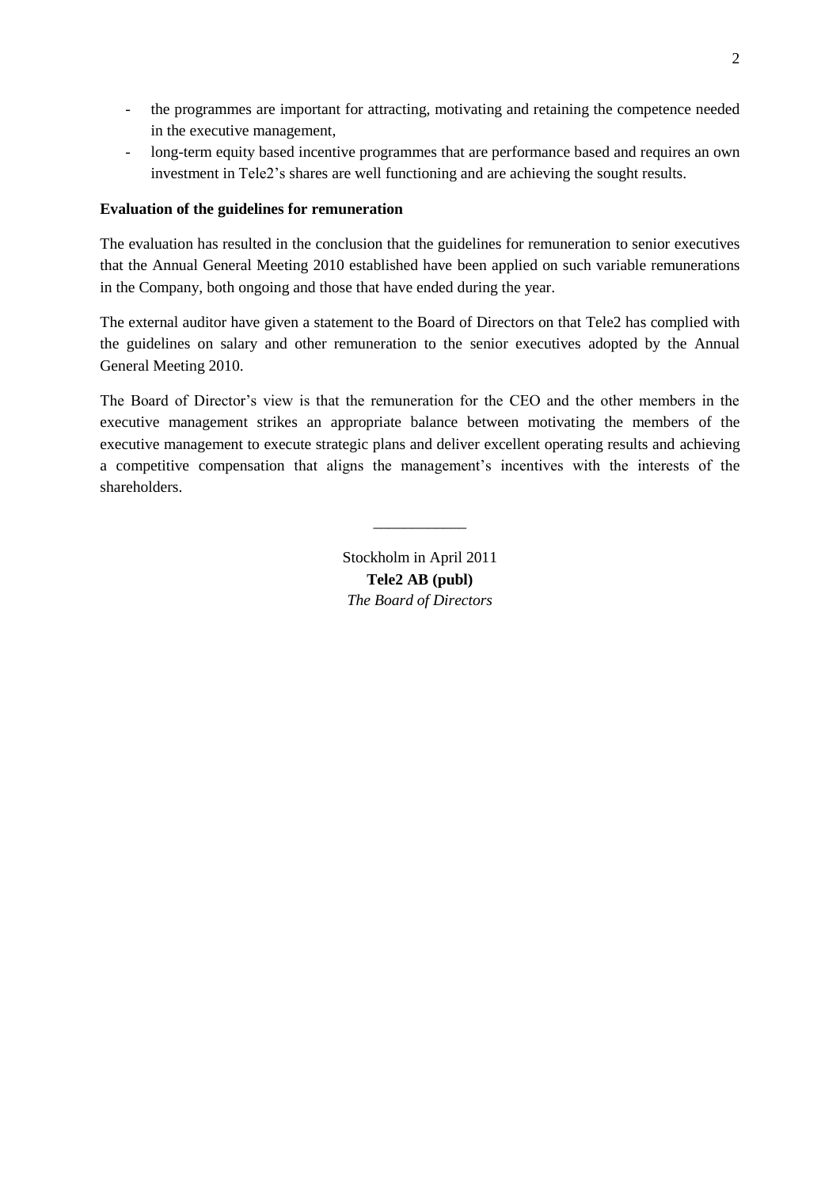- the programmes are important for attracting, motivating and retaining the competence needed in the executive management,
- long-term equity based incentive programmes that are performance based and requires an own investment in Tele2's shares are well functioning and are achieving the sought results.

**Evaluation of the guidelines for remuneration**

The evaluation has resulted in the conclusion that the guidelines for remuneration to senior executives that the Annual General Meeting 2010 established have been applied on such variable remunerations in the Company, both ongoing and those that have ended during the year.

The external auditor have given a statement to the Board of Directors on that Tele2 has complied with the guidelines on salary and other remuneration to the senior executives adopted by the Annual General Meeting 2010.

The Board of Director's view is that the remuneration for the CEO and the other members in the executive management strikes an appropriate balance between motivating the members of the executive management to execute strategic plans and deliver excellent operating results and achieving a competitive compensation that aligns the management's incentives with the interests of the shareholders.

\_\_\_\_\_\_\_\_\_\_\_\_

Stockholm in April 2011
**Tele2 AB (publ)**
*The Board of Directors*